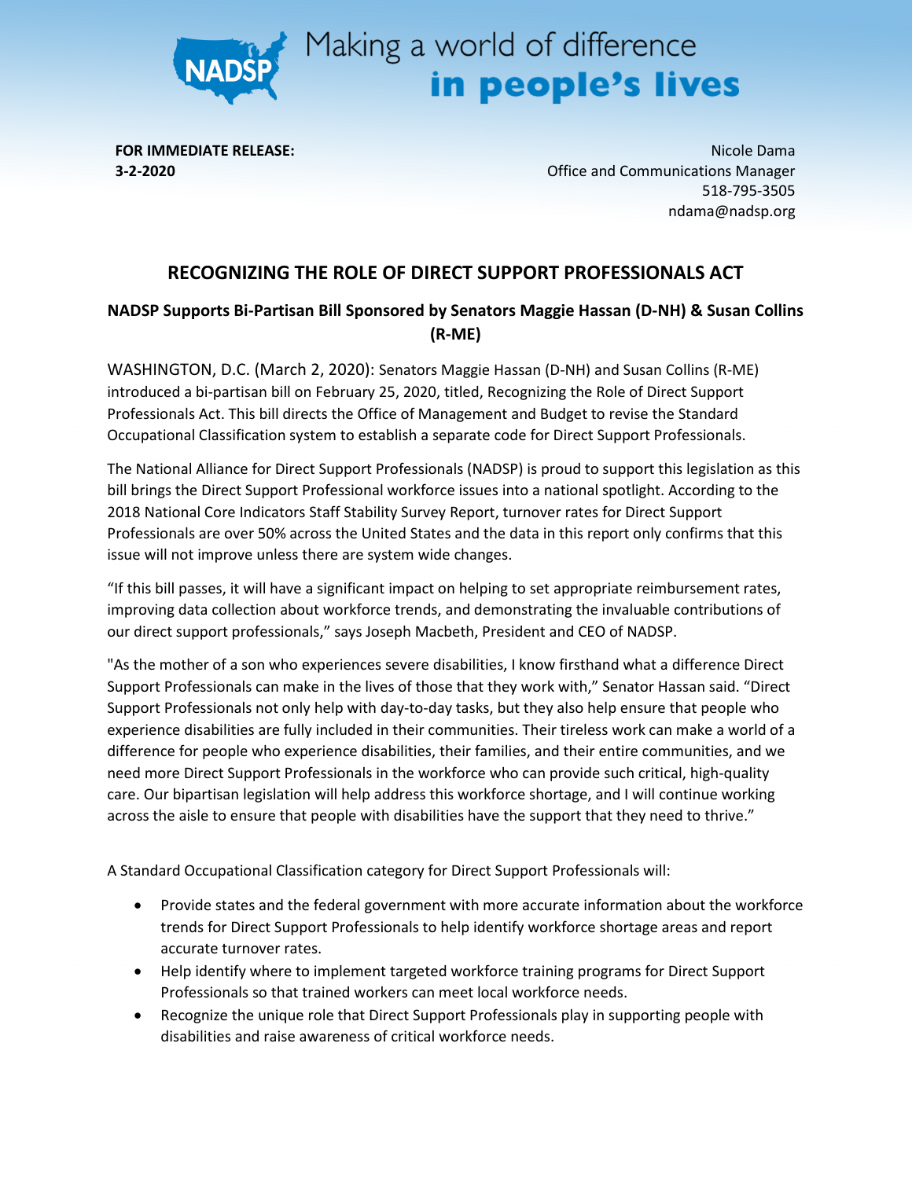Making a world of difference **in people's lives**

**FOR IMMEDIATE RELEASE:**
**3-2-2020**

Nicole Dama
Office and Communications Manager
518-795-3505
ndama@nadsp.org

## RECOGNIZING THE ROLE OF DIRECT SUPPORT PROFESSIONALS ACT

### NADSP Supports Bi-Partisan Bill Sponsored by Senators Maggie Hassan (D-NH) & Susan Collins (R-ME)

WASHINGTON, D.C. (March 2, 2020): Senators Maggie Hassan (D-NH) and Susan Collins (R-ME) introduced a bi-partisan bill on February 25, 2020, titled, Recognizing the Role of Direct Support Professionals Act. This bill directs the Office of Management and Budget to revise the Standard Occupational Classification system to establish a separate code for Direct Support Professionals.

The National Alliance for Direct Support Professionals (NADSP) is proud to support this legislation as this bill brings the Direct Support Professional workforce issues into a national spotlight. According to the 2018 National Core Indicators Staff Stability Survey Report, turnover rates for Direct Support Professionals are over 50% across the United States and the data in this report only confirms that this issue will not improve unless there are system wide changes.

"If this bill passes, it will have a significant impact on helping to set appropriate reimbursement rates, improving data collection about workforce trends, and demonstrating the invaluable contributions of our direct support professionals," says Joseph Macbeth, President and CEO of NADSP.

"As the mother of a son who experiences severe disabilities, I know firsthand what a difference Direct Support Professionals can make in the lives of those that they work with," Senator Hassan said. "Direct Support Professionals not only help with day-to-day tasks, but they also help ensure that people who experience disabilities are fully included in their communities. Their tireless work can make a world of a difference for people who experience disabilities, their families, and their entire communities, and we need more Direct Support Professionals in the workforce who can provide such critical, high-quality care. Our bipartisan legislation will help address this workforce shortage, and I will continue working across the aisle to ensure that people with disabilities have the support that they need to thrive."

A Standard Occupational Classification category for Direct Support Professionals will:

- Provide states and the federal government with more accurate information about the workforce trends for Direct Support Professionals to help identify workforce shortage areas and report accurate turnover rates.
- Help identify where to implement targeted workforce training programs for Direct Support Professionals so that trained workers can meet local workforce needs.
- Recognize the unique role that Direct Support Professionals play in supporting people with disabilities and raise awareness of critical workforce needs.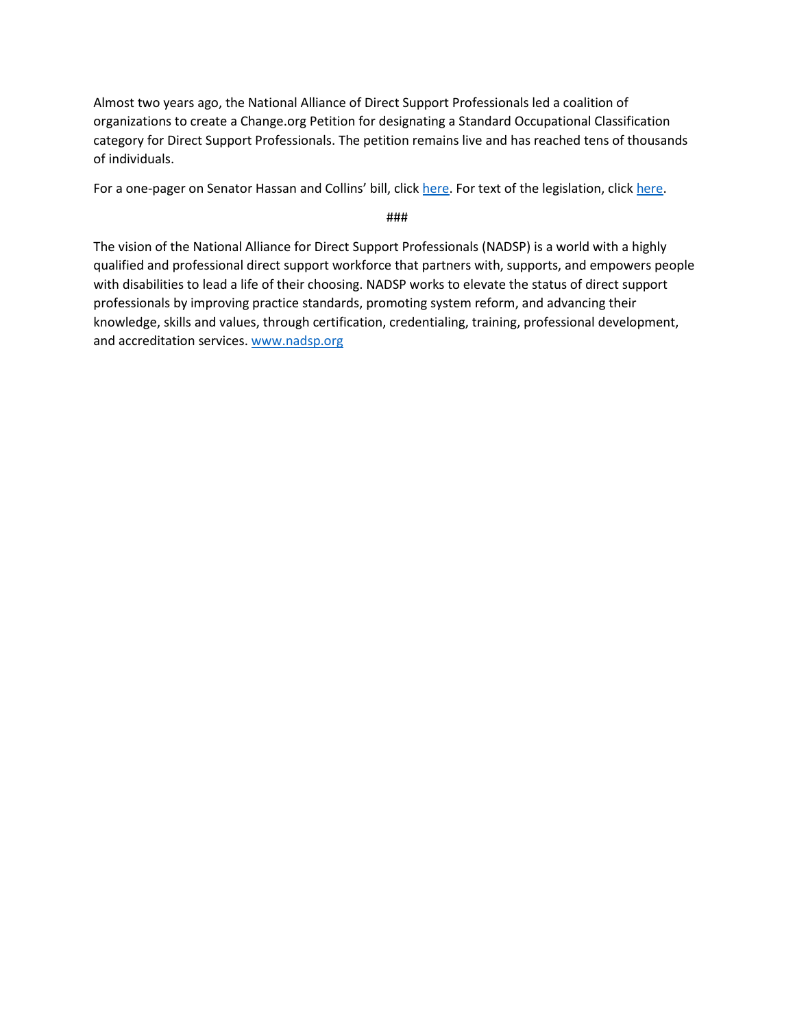Almost two years ago, the National Alliance of Direct Support Professionals led a coalition of organizations to create a Change.org Petition for designating a Standard Occupational Classification category for Direct Support Professionals. The petition remains live and has reached tens of thousands of individuals.

For a one-pager on Senator Hassan and Collins' bill, click here. For text of the legislation, click here.

###

The vision of the National Alliance for Direct Support Professionals (NADSP) is a world with a highly qualified and professional direct support workforce that partners with, supports, and empowers people with disabilities to lead a life of their choosing. NADSP works to elevate the status of direct support professionals by improving practice standards, promoting system reform, and advancing their knowledge, skills and values, through certification, credentialing, training, professional development, and accreditation services. www.nadsp.org